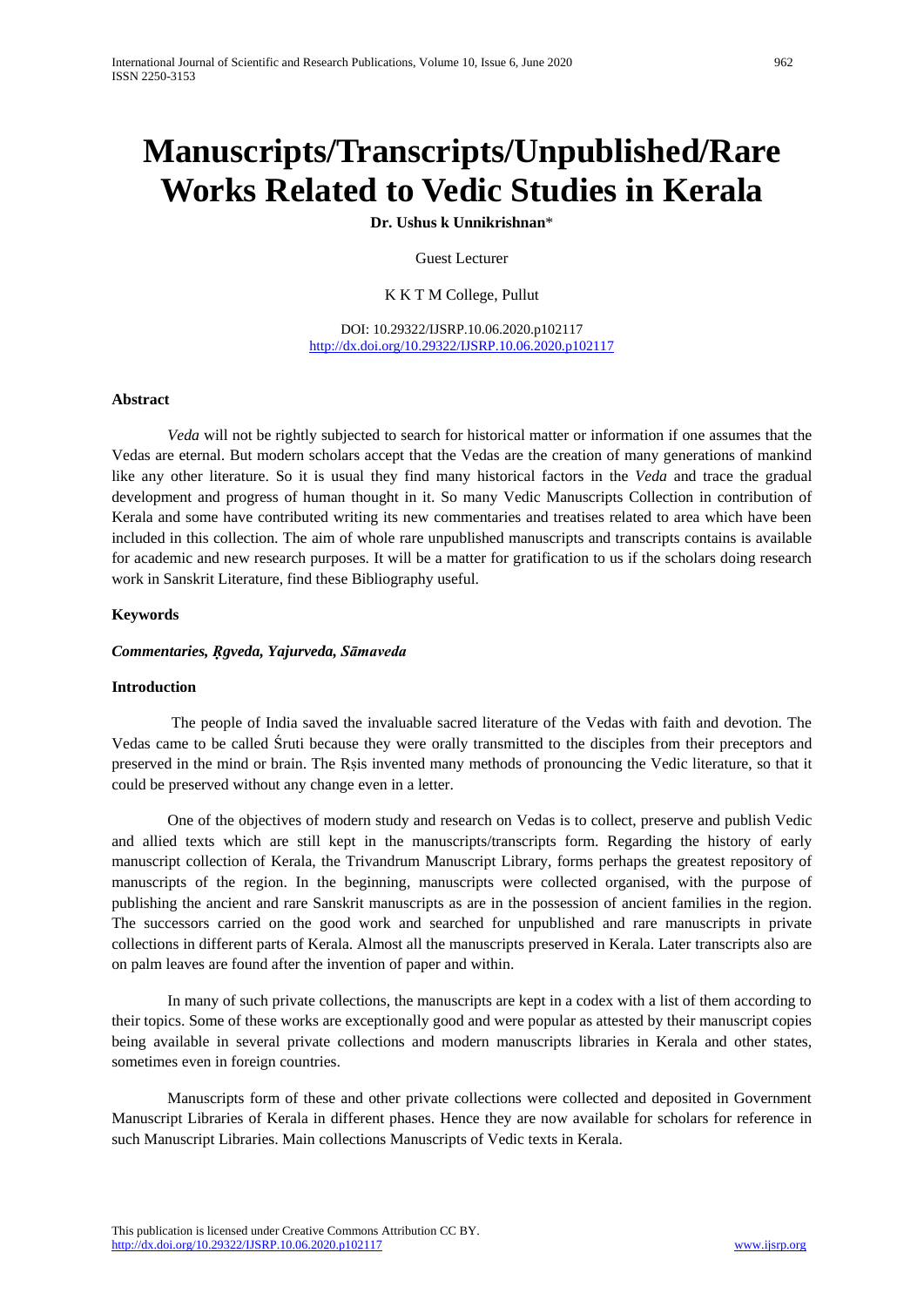# Manuscripts/Transcripts/Unpublished/Rare Works Related to Vedic Studies in Kerala

**Dr. Ushus k Unnikrishnan***

Guest Lecturer

K K T M College, Pullut

DOI: 10.29322/IJSRP.10.06.2020.p102117
http://dx.doi.org/10.29322/IJSRP.10.06.2020.p102117

**Abstract**

*Veda* will not be rightly subjected to search for historical matter or information if one assumes that the Vedas are eternal. But modern scholars accept that the Vedas are the creation of many generations of mankind like any other literature. So it is usual they find many historical factors in the *Veda* and trace the gradual development and progress of human thought in it. So many Vedic Manuscripts Collection in contribution of Kerala and some have contributed writing its new commentaries and treatises related to area which have been included in this collection. The aim of whole rare unpublished manuscripts and transcripts contains is available for academic and new research purposes. It will be a matter for gratification to us if the scholars doing research work in Sanskrit Literature, find these Bibliography useful.

**Keywords**

***Commentaries, Ṛgveda, Yajurveda, Sāmaveda***

**Introduction**

The people of India saved the invaluable sacred literature of the Vedas with faith and devotion. The Vedas came to be called Śruti because they were orally transmitted to the disciples from their preceptors and preserved in the mind or brain. The Rṣis invented many methods of pronouncing the Vedic literature, so that it could be preserved without any change even in a letter.

One of the objectives of modern study and research on Vedas is to collect, preserve and publish Vedic and allied texts which are still kept in the manuscripts/transcripts form. Regarding the history of early manuscript collection of Kerala, the Trivandrum Manuscript Library, forms perhaps the greatest repository of manuscripts of the region. In the beginning, manuscripts were collected organised, with the purpose of publishing the ancient and rare Sanskrit manuscripts as are in the possession of ancient families in the region. The successors carried on the good work and searched for unpublished and rare manuscripts in private collections in different parts of Kerala. Almost all the manuscripts preserved in Kerala. Later transcripts also are on palm leaves are found after the invention of paper and within.

In many of such private collections, the manuscripts are kept in a codex with a list of them according to their topics. Some of these works are exceptionally good and were popular as attested by their manuscript copies being available in several private collections and modern manuscripts libraries in Kerala and other states, sometimes even in foreign countries.

Manuscripts form of these and other private collections were collected and deposited in Government Manuscript Libraries of Kerala in different phases. Hence they are now available for scholars for reference in such Manuscript Libraries. Main collections Manuscripts of Vedic texts in Kerala.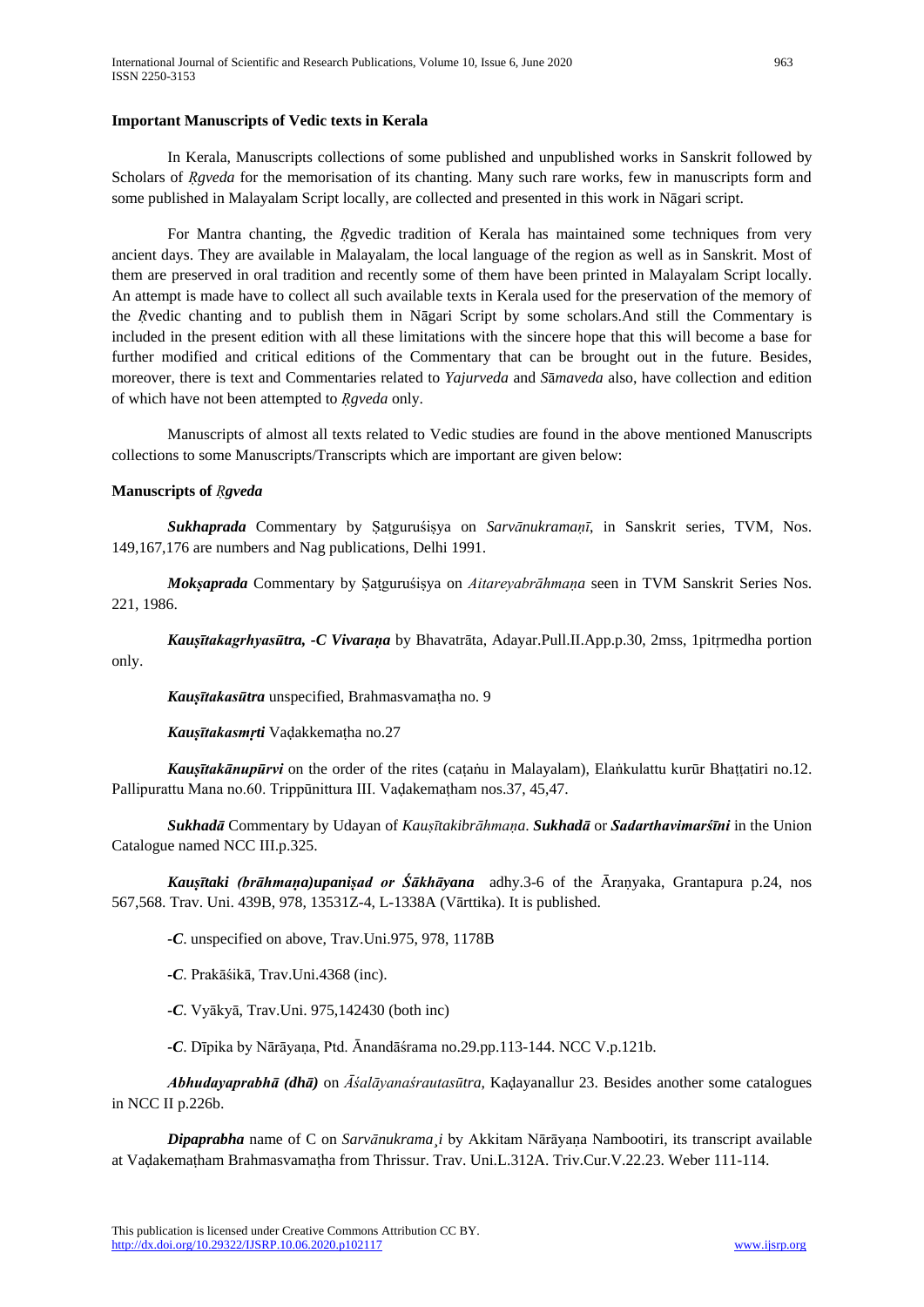**Important Manuscripts of Vedic texts in Kerala**

In Kerala, Manuscripts collections of some published and unpublished works in Sanskrit followed by Scholars of *Ṛgveda* for the memorisation of its chanting. Many such rare works, few in manuscripts form and some published in Malayalam Script locally, are collected and presented in this work in Nāgari script.

For Mantra chanting, the *Ṛ*gvedic tradition of Kerala has maintained some techniques from very ancient days. They are available in Malayalam, the local language of the region as well as in Sanskrit. Most of them are preserved in oral tradition and recently some of them have been printed in Malayalam Script locally. An attempt is made have to collect all such available texts in Kerala used for the preservation of the memory of the *Ṛ*vedic chanting and to publish them in Nāgari Script by some scholars.And still the Commentary is included in the present edition with all these limitations with the sincere hope that this will become a base for further modified and critical editions of the Commentary that can be brought out in the future. Besides, moreover, there is text and Commentaries related to *Yajurveda* and *Sāmaveda* also, have collection and edition of which have not been attempted to *Ṛgveda* only.

Manuscripts of almost all texts related to Vedic studies are found in the above mentioned Manuscripts collections to some Manuscripts/Transcripts which are important are given below:

**Manuscripts of *Ṛgveda***

***Sukhaprada*** Commentary by Ṣaṭguruśiṣya on *Sarvānukramaṇī*, in Sanskrit series, TVM, Nos. 149,167,176 are numbers and Nag publications, Delhi 1991.

***Mokṣaprada*** Commentary by Ṣaṭguruśiṣya on *Aitareyabrāhmaṇa* seen in TVM Sanskrit Series Nos. 221, 1986.

***Kauṣītakagrhyasūtra, -C Vivaraṇa*** by Bhavatrāta, Adayar.Pull.II.App.p.30, 2mss, 1pitṛmedha portion only.

***Kauṣītakasūtra*** unspecified, Brahmasvamaṭha no. 9

***Kauṣītakasmṛti*** Vaḍakkemaṭha no.27

***Kauṣītakānupūrvi*** on the order of the rites (caṭaṅu in Malayalam), Elaṅkulattu kurūr Bhaṭṭatiri no.12. Pallipurattu Mana no.60. Trippūnittura III. Vaḍakemaṭham nos.37, 45,47.

***Sukhadā*** Commentary by Udayan of *Kauṣītakibrāhmaṇa*. ***Sukhadā*** or ***Sadarthavimarśīni*** in the Union Catalogue named NCC III.p.325.

***Kauṣītaki (brāhmaṇa)upaniṣad or Śākhāyana*** adhy.3-6 of the Āraṇyaka, Grantapura p.24, nos 567,568. Trav. Uni. 439B, 978, 13531Z-4, L-1338A (Vārttika). It is published.

***-C***. unspecified on above, Trav.Uni.975, 978, 1178B

***-C***. Prakāśikā, Trav.Uni.4368 (inc).

***-C***. Vyākyā, Trav.Uni. 975,142430 (both inc)

***-C***. Dīpika by Nārāyaṇa, Ptd. Ānandāśrama no.29.pp.113-144. NCC V.p.121b.

***Abhudayaprabhā (dhā)*** on *Āśalāyanaśrautasūtra*, Kaḍayanallur 23. Besides another some catalogues in NCC II p.226b.

***Dipaprabha*** name of C on *Sarvānukrama¸i* by Akkitam Nārāyaṇa Nambootiri, its transcript available at Vaḍakemaṭham Brahmasvamaṭha from Thrissur. Trav. Uni.L.312A. Triv.Cur.V.22.23. Weber 111-114.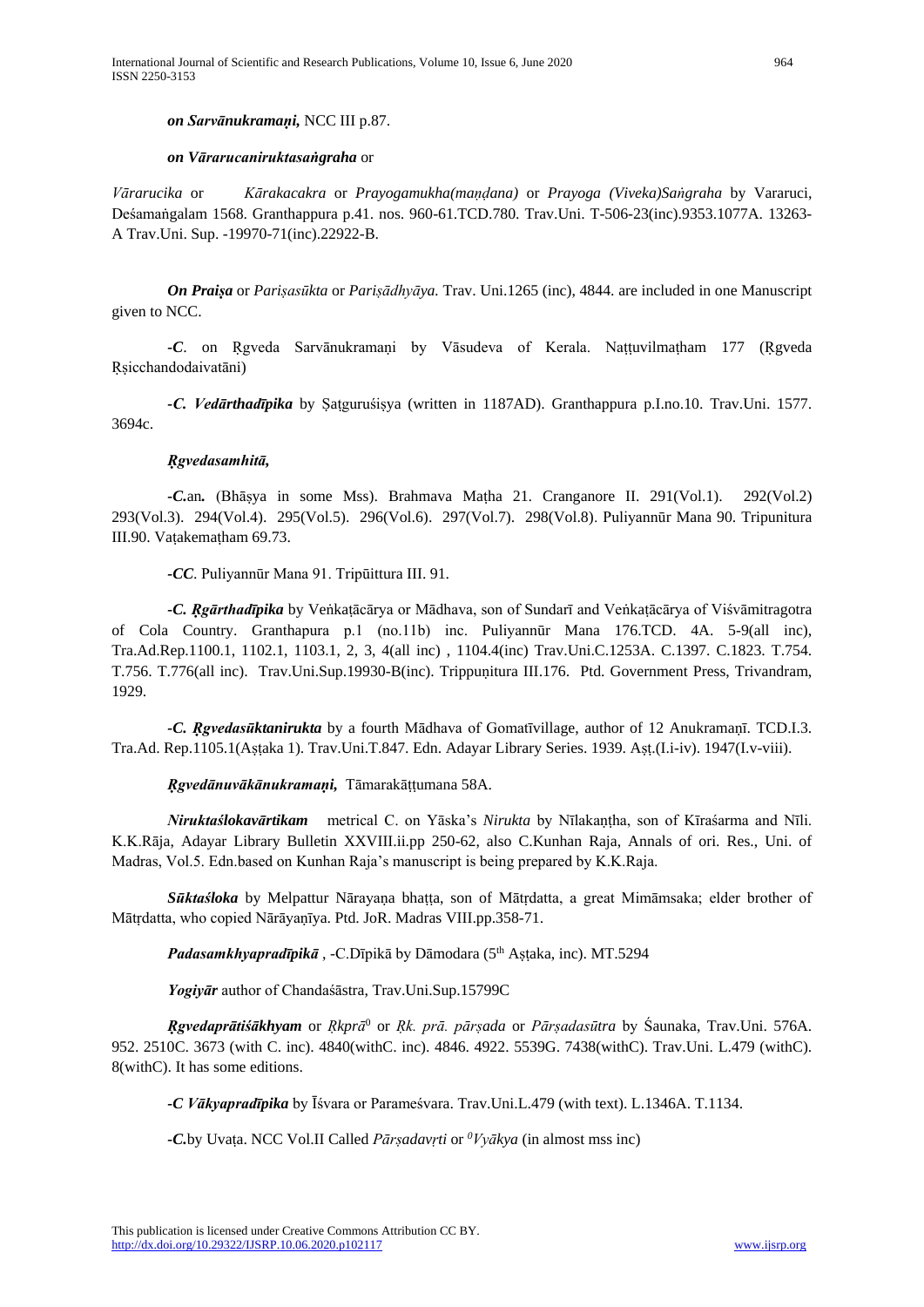***on Sarvānukramaṇi,*** NCC III p.87.

***on Vārarucaniruktasaṅgraha*** or

*Vārarucika* or *Kārakacakra* or *Prayogamukha(maṇḍana)* or *Prayoga (Viveka)Saṅgraha* by Vararuci, Deśamaṅgalam 1568. Granthappura p.41. nos. 960-61.TCD.780. Trav.Uni. T-506-23(inc).9353.1077A. 13263-A Trav.Uni. Sup. -19970-71(inc).22922-B.

***On Praiṣa*** or *Pariṣasūkta* or *Pariṣādhyāya.* Trav. Uni.1265 (inc), 4844. are included in one Manuscript given to NCC.

***-C***. on Ṛgveda Sarvānukramaṇi by Vāsudeva of Kerala. Naṭṭuvilmaṭham 177 (Ṛgveda Ṛṣicchandodaivatāni)

***-C. Vedārthadīpika*** by Ṣaṭguruśiṣya (written in 1187AD). Granthappura p.I.no.10. Trav.Uni. 1577. 3694c.

***Ṛgvedasamhitā,***

***-C.***an***.*** (Bhāṣya in some Mss). Brahmava Maṭha 21. Cranganore II. 291(Vol.1). 292(Vol.2) 293(Vol.3). 294(Vol.4). 295(Vol.5). 296(Vol.6). 297(Vol.7). 298(Vol.8). Puliyannūr Mana 90. Tripunitura III.90. Vaṭakemaṭham 69.73.

***-CC***. Puliyannūr Mana 91. Tripūittura III. 91.

***-C. Ṛgārthadīpika*** by Veṅkaṭācārya or Mādhava, son of Sundarī and Veṅkaṭācārya of Viśvāmitragotra of Cola Country. Granthapura p.1 (no.11b) inc. Puliyannūr Mana 176.TCD. 4A. 5-9(all inc), Tra.Ad.Rep.1100.1, 1102.1, 1103.1, 2, 3, 4(all inc) , 1104.4(inc) Trav.Uni.C.1253A. C.1397. C.1823. T.754. T.756. T.776(all inc). Trav.Uni.Sup.19930-B(inc). Trippuṇitura III.176. Ptd. Government Press, Trivandram, 1929.

***-C. Ṛgvedasūktanirukta*** by a fourth Mādhava of Gomatīvillage, author of 12 Anukramaṇī. TCD.I.3. Tra.Ad. Rep.1105.1(Aṣṭaka 1). Trav.Uni.T.847. Edn. Adayar Library Series. 1939. Aṣṭ.(I.i-iv). 1947(I.v-viii).

***Ṛgvedānuvākānukramaṇi,*** Tāmarakāṭṭumana 58A.

***Niruktaślokavārtikam*** metrical C. on Yāska's *Nirukta* by Nīlakaṇṭha, son of Kīraśarma and Nīli. K.K.Rāja, Adayar Library Bulletin XXVIII.ii.pp 250-62, also C.Kunhan Raja, Annals of ori. Res., Uni. of Madras, Vol.5. Edn.based on Kunhan Raja's manuscript is being prepared by K.K.Raja.

***Sūktaśloka*** by Melpattur Nārayaṇa bhaṭṭa, son of Mātṛdatta, a great Mimāmsaka; elder brother of Mātṛdatta, who copied Nārāyaṇīya. Ptd. JoR. Madras VIII.pp.358-71.

***Padasamkhyapradīpikā*** , -C.Dīpikā by Dāmodara (5th Aṣṭaka, inc). MT.5294

***Yogiyār*** author of Chandaśāstra, Trav.Uni.Sup.15799C

***Ṛgvedaprātiśākhyam*** or *Ṛkprā*0 or *Ṛk. prā. pārṣada* or *Pārṣadasūtra* by Śaunaka, Trav.Uni. 576A. 952. 2510C. 3673 (with C. inc). 4840(withC. inc). 4846. 4922. 5539G. 7438(withC). Trav.Uni. L.479 (withC). 8(withC). It has some editions.

***-C Vākyapradīpika*** by Īśvara or Parameśvara. Trav.Uni.L.479 (with text). L.1346A. T.1134.

***-C.***by Uvaṭa. NCC Vol.II Called *Pārṣadavṛti* or *0Vyākya* (in almost mss inc)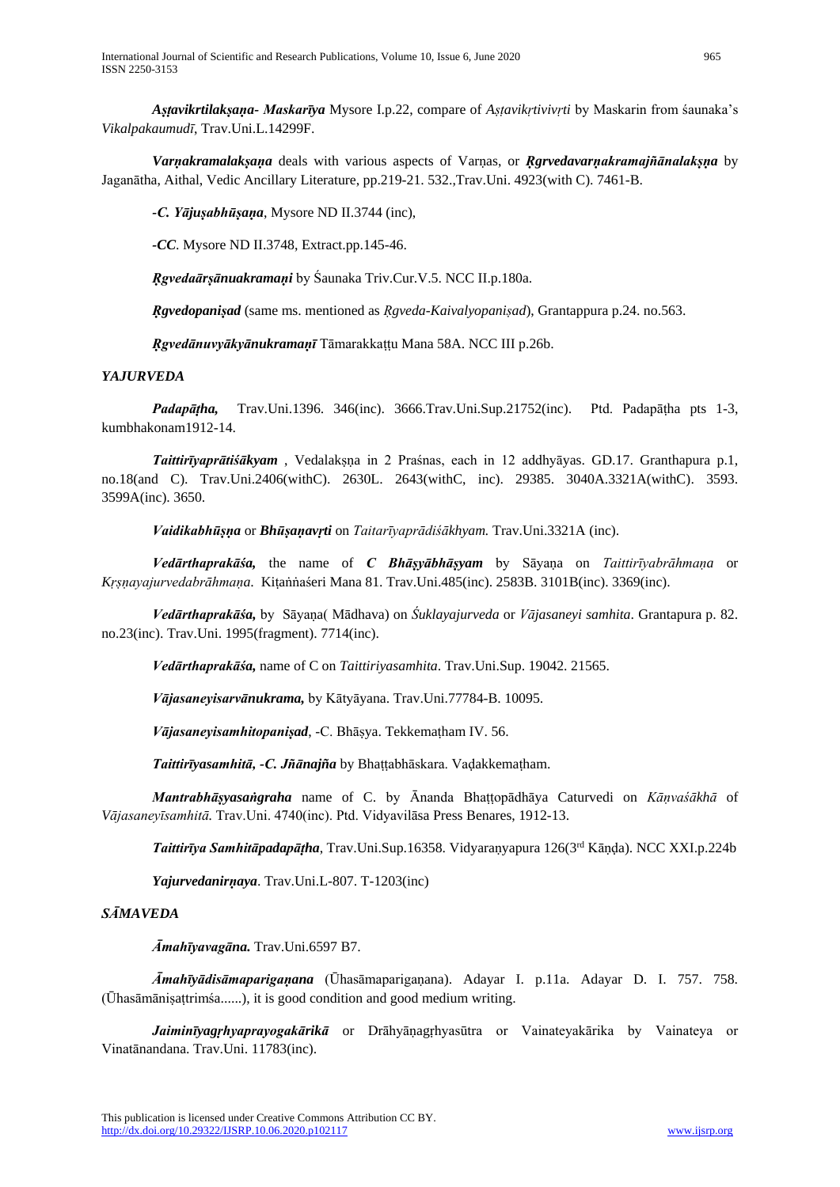***Aṣṭavikrtilakṣaṇa- Maskarīya*** Mysore I.p.22, compare of *Aṣṭavikṛtivivṛti* by Maskarin from śaunaka's *Vikalpakaumudī*, Trav.Uni.L.14299F.

***Varṇakramalakṣaṇa*** deals with various aspects of Varṇas, or ***Ṛgrvedavarṇakramajñānalakṣṇa*** by Jaganātha, Aithal, Vedic Ancillary Literature, pp.219-21. 532.,Trav.Uni. 4923(with C). 7461-B.

***-C. Yājuṣabhūṣaṇa***, Mysore ND II.3744 (inc),

***-CC***. Mysore ND II.3748, Extract.pp.145-46.

***Ṛgvedaārṣānuakramaṇi*** by Śaunaka Triv.Cur.V.5. NCC II.p.180a.

***Ṛgvedopaniṣad*** (same ms. mentioned as *Ṛgveda-Kaivalyopaniṣad*), Grantappura p.24. no.563.

***Ṛgvedānuvyākyānukramaṇī*** Tāmarakkaṭṭu Mana 58A. NCC III p.26b.

### *YAJURVEDA*

***Padapāṭha,*** Trav.Uni.1396. 346(inc). 3666.Trav.Uni.Sup.21752(inc). Ptd. Padapāṭha pts 1-3, kumbhakonam1912-14.

***Taittirīyaprātiśākyam*** , Vedalakṣna in 2 Praśnas, each in 12 addhyāyas. GD.17. Granthapura p.1, no.18(and C). Trav.Uni.2406(withC). 2630L. 2643(withC, inc). 29385. 3040A.3321A(withC). 3593. 3599A(inc). 3650.

***Vaidikabhūṣṇa*** or ***Bhūṣaṇavṛti*** on *Taitarīyaprādiśākhyam.* Trav.Uni.3321A (inc).

***Vedārthaprakāśa,*** the name of ***C Bhāṣyābhāṣyam*** by Sāyaṇa on *Taittirīyabrāhmaṇa* or *Kṛṣṇayajurvedabrāhmaṇa*. Kiṭaṅṅaśeri Mana 81. Trav.Uni.485(inc). 2583B. 3101B(inc). 3369(inc).

***Vedārthaprakāśa,*** by Sāyaṇa( Mādhava) on *Śuklayajurveda* or *Vājasaneyi samhita*. Grantapura p. 82. no.23(inc). Trav.Uni. 1995(fragment). 7714(inc).

***Vedārthaprakāśa,*** name of C on *Taittiriyasamhita*. Trav.Uni.Sup. 19042. 21565.

***Vājasaneyisarvānukrama,*** by Kātyāyana. Trav.Uni.77784-B. 10095.

***Vājasaneyisamhitopaniṣad***, -C. Bhāṣya. Tekkemaṭham IV. 56.

***Taittirīyasamhitā, -C. Jñānajña*** by Bhaṭṭabhāskara. Vaḍakkemaṭham.

***Mantrabhāṣyasaṅgraha*** name of C. by Ānanda Bhaṭṭopādhāya Caturvedi on *Kāṇvaśākhā* of *Vājasaneyīsamhitā.* Trav.Uni. 4740(inc). Ptd. Vidyavilāsa Press Benares, 1912-13.

***Taittirīya Samhitāpadapāṭha***, Trav.Uni.Sup.16358. Vidyaraṇyapura 126(3rd Kāṇḍa). NCC XXI.p.224b

***Yajurvedanirṇaya***. Trav.Uni.L-807. T-1203(inc)

### *SĀMAVEDA*

***Āmahīyavagāna.*** Trav.Uni.6597 B7.

***Āmahīyādisāmapariganana*** (Ūhasāmaparigaṇana). Adayar I. p.11a. Adayar D. I. 757. 758. (Ūhasāmāniṣaṭtrimśa......), it is good condition and good medium writing.

***Jaiminīyagṛhyaprayogakārikā*** or Drāhyāṇagṛhyasūtra or Vainateyakārika by Vainateya or Vinatānandana. Trav.Uni. 11783(inc).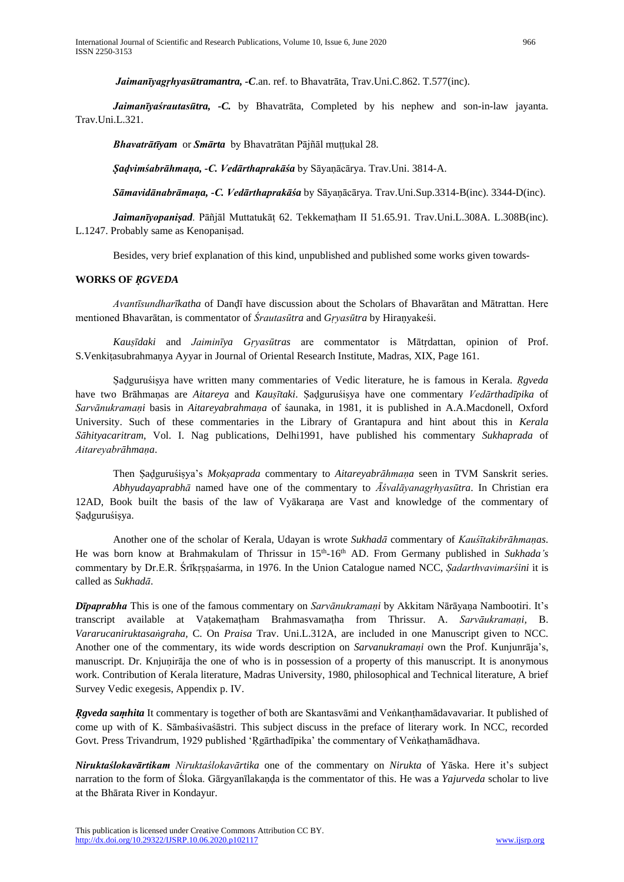***Jaimanīyagṛhyasūtramantra, -C***.an. ref. to Bhavatrāta, Trav.Uni.C.862. T.577(inc).

***Jaimanīyaśrautasūtra, -C.*** by Bhavatrāta, Completed by his nephew and son-in-law jayanta. Trav.Uni.L.321.

***Bhavatrātīyam*** or ***Smārta*** by Bhavatrātan Pājñāl muṭṭukal 28.

***Ṣaḍvimśabrāhmaṇa, -C. Vedārthaprakāśa*** by Sāyaṇācārya. Trav.Uni. 3814-A.

***Sāmavidānabrāmaṇa, -C. Vedārthaprakāśa*** by Sāyaṇācārya. Trav.Uni.Sup.3314-B(inc). 3344-D(inc).

***Jaimanīyopaniṣad****.* Pāñjāl Muttatukāṭ 62. Tekkemaṭham II 51.65.91. Trav.Uni.L.308A. L.308B(inc). L.1247. Probably same as Kenopaniṣad.

Besides, very brief explanation of this kind, unpublished and published some works given towards-

**WORKS OF *ṚGVEDA***

*Avantīsundharīkatha* of Daṇḍī have discussion about the Scholars of Bhavarātan and Mātrattan. Here mentioned Bhavarātan, is commentator of *Śrautasūtra* and *Gṛyasūtra* by Hiraṇyakeśi.

*Kauṣīdaki* and *Jaiminīya Gṛyasūtras* are commentator is Mātṛdattan, opinion of Prof. S.Venkiṭasubrahmaṇya Ayyar in Journal of Oriental Research Institute, Madras, XIX, Page 161.

Ṣaḍguruśiṣya have written many commentaries of Vedic literature, he is famous in Kerala. *Ṛgveda* have two Brāhmaṇas are *Aitareya* and *Kauṣītaki*. Ṣaḍguruśiṣya have one commentary *Vedārthadīpika* of *Sarvānukramaṇi* basis in *Aitareyabrahmaṇa* of śaunaka, in 1981, it is published in A.A.Macdonell, Oxford University. Such of these commentaries in the Library of Grantapura and hint about this in *Kerala Sāhityacaritram*, Vol. I. Nag publications, Delhi1991, have published his commentary *Sukhaprada* of *Aitareyabrāhmaṇa*.

Then Ṣaḍguruśiṣya's *Mokṣaprada* commentary to *Aitareyabrāhmaṇa* seen in TVM Sanskrit series. *Abhyudayaprabhā* named have one of the commentary to *Āśvalāyanagṛhyasūtra*. In Christian era 12AD, Book built the basis of the law of Vyākaraṇa are Vast and knowledge of the commentary of Ṣaḍguruśiṣya.

Another one of the scholar of Kerala, Udayan is wrote *Sukhadā* commentary of *Kauśītakibrāhmaṇas*. He was born know at Brahmakulam of Thrissur in 15th-16th AD. From Germany published in *Sukhada's* commentary by Dr.E.R. Śrīkṛṣṇaśarma, in 1976. In the Union Catalogue named NCC, *Ṣadarthvavimarśini* it is called as *Sukhadā*.

***Dīpaprabha*** This is one of the famous commentary on *Sarvānukramaṇi* by Akkitam Nārāyaṇa Nambootiri. It's transcript available at Vaṭakemaṭham Brahmasvamaṭha from Thrissur. A. *Sarvāukramaṇi,* B. *Vararucaniruktasaṅgraha,* C. On *Praisa* Trav. Uni.L.312A, are included in one Manuscript given to NCC. Another one of the commentary, its wide words description on *Sarvanukramaṇi* own the Prof. Kunjunrāja's, manuscript. Dr. Knjuṇirāja the one of who is in possession of a property of this manuscript. It is anonymous work. Contribution of Kerala literature, Madras University, 1980, philosophical and Technical literature, A brief Survey Vedic exegesis, Appendix p. IV.

***Ṛgveda saṃhita*** It commentary is together of both are Skantasvāmi and Veṅkanṭhamādavavariar. It published of come up with of K. Sāmbaśivaśāstri. This subject discuss in the preface of literary work. In NCC, recorded Govt. Press Trivandrum, 1929 published 'Ṛgārthadīpika' the commentary of Veṅkaṭhamādhava.

***Niruktaślokavārtikam*** *Niruktaślokavārtika* one of the commentary on *Nirukta* of Yāska. Here it's subject narration to the form of Śloka. Gārgyanīlakaṇḍa is the commentator of this. He was a *Yajurveda* scholar to live at the Bhārata River in Kondayur.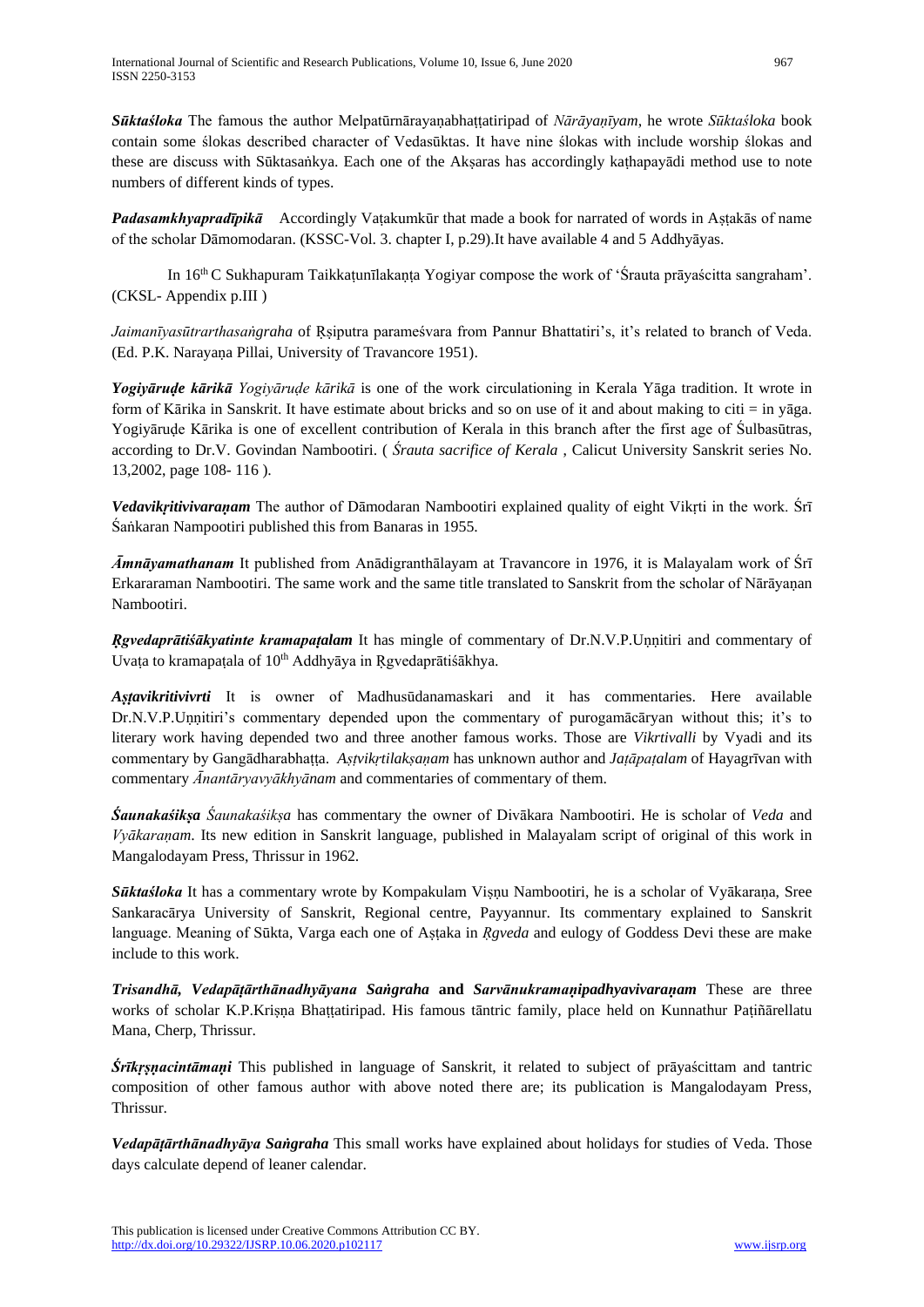***Sūktaśloka*** The famous the author Melpatūrnārayaṇabhaṭṭatiripad of *Nārāyaṇīyam*, he wrote *Sūktaśloka* book contain some ślokas described character of Vedasūktas. It have nine ślokas with include worship ślokas and these are discuss with Sūktasaṅkya. Each one of the Akṣaras has accordingly kaṭhapayādi method use to note numbers of different kinds of types.

***Padasamkhyapradīpikā*** Accordingly Vaṭakumkūr that made a book for narrated of words in Aṣṭakās of name of the scholar Dāmomodaran. (KSSC-Vol. 3. chapter I, p.29).It have available 4 and 5 Addhyāyas.

In 16th C Sukhapuram Taikkaṭunīlakaṇṭa Yogiyar compose the work of 'Śrauta prāyaścitta sangraham'. (CKSL- Appendix p.III )

*Jaimanīyasūtrarthasaṅgraha* of Ṛṣiputra parameśvara from Pannur Bhattatiri's, it's related to branch of Veda. (Ed. P.K. Narayaṇa Pillai, University of Travancore 1951).

***Yogiyāruḍe kārikā*** *Yogiyāruḍe kārikā* is one of the work circulationing in Kerala Yāga tradition. It wrote in form of Kārika in Sanskrit. It have estimate about bricks and so on use of it and about making to citi = in yāga. Yogiyāruḍe Kārika is one of excellent contribution of Kerala in this branch after the first age of Śulbasūtras, according to Dr.V. Govindan Nambootiri. ( *Śrauta sacrifice of Kerala* , Calicut University Sanskrit series No. 13,2002, page 108- 116 ).

***Vedavikṛitivivaraṇam*** The author of Dāmodaran Nambootiri explained quality of eight Vikṛti in the work. Śrī Śaṅkaran Nampootiri published this from Banaras in 1955.

***Āmnāyamathanam*** It published from Anādigranthālayam at Travancore in 1976, it is Malayalam work of Śrī Erkararaman Nambootiri. The same work and the same title translated to Sanskrit from the scholar of Nārāyaṇan Nambootiri.

***Ṛgvedaprātiśākyatinte kramapaṭalam*** It has mingle of commentary of Dr.N.V.P.Uṇṇitiri and commentary of Uvaṭa to kramapaṭala of 10th Addhyāya in Ṛgvedaprātiśākhya.

***Aṣṭavikritivivrti*** It is owner of Madhusūdanamaskari and it has commentaries. Here available Dr.N.V.P.Uṇṇitiri's commentary depended upon the commentary of purogamācāryan without this; it's to literary work having depended two and three another famous works. Those are *Vikrtivalli* by Vyadi and its commentary by Gangādharabhaṭṭa. *Aṣtvikṛtilakṣaṇam* has unknown author and *Jaṭāpaṭalam* of Hayagrīvan with commentary *Ānantāryavyākhyānam* and commentaries of commentary of them.

***Śaunakaśikṣa*** *Śaunakaśikṣa* has commentary the owner of Divākara Nambootiri. He is scholar of *Veda* and *Vyākaraṇam*. Its new edition in Sanskrit language, published in Malayalam script of original of this work in Mangalodayam Press, Thrissur in 1962.

***Sūktaśloka*** It has a commentary wrote by Kompakulam Viṣṇu Nambootiri, he is a scholar of Vyākaraṇa, Sree Sankaracārya University of Sanskrit, Regional centre, Payyannur. Its commentary explained to Sanskrit language. Meaning of Sūkta, Varga each one of Aṣṭaka in *Ṛgveda* and eulogy of Goddess Devi these are make include to this work.

***Trisandhā, Vedapāṭārthānadhyāyana Saṅgraha* and *Sarvānukramaṇipadhyavivaraṇam*** These are three works of scholar K.P.Krișṇa Bhaṭṭatiripad. His famous tāntric family, place held on Kunnathur Paṭiñārellatu Mana, Cherp, Thrissur.

***Śrīkṛṣṇacintāmaṇi*** This published in language of Sanskrit, it related to subject of prāyaścittam and tantric composition of other famous author with above noted there are; its publication is Mangalodayam Press, Thrissur.

***Vedapāṭārthānadhyāya Saṅgraha*** This small works have explained about holidays for studies of Veda. Those days calculate depend of leaner calendar.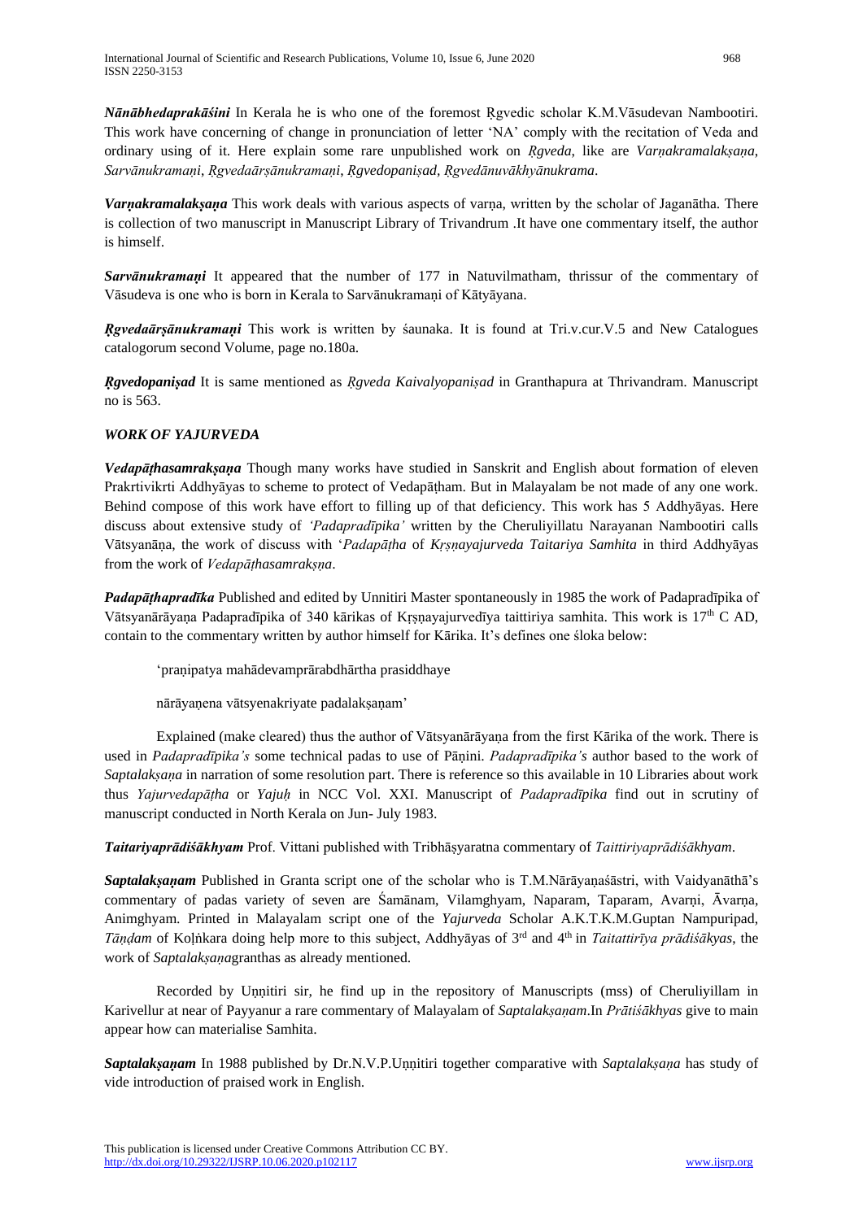***Nānābhedaprakāśini*** In Kerala he is who one of the foremost Ṛgvedic scholar K.M.Vāsudevan Nambootiri. This work have concerning of change in pronunciation of letter 'NA' comply with the recitation of Veda and ordinary using of it. Here explain some rare unpublished work on *Ṛgveda,* like are *Varṇakramalakṣaṇa*, *Sarvānukramaṇi*, *Ṛgvedaārṣānukramaṇi*, *Ṛgvedopaniṣad, Ṛgvedānuvākhyānukrama*.

***Varṇakramalakṣaṇa*** This work deals with various aspects of varṇa, written by the scholar of Jaganātha. There is collection of two manuscript in Manuscript Library of Trivandrum .It have one commentary itself, the author is himself.

***Sarvānukramaṇi*** It appeared that the number of 177 in Natuvilmatham, thrissur of the commentary of Vāsudeva is one who is born in Kerala to Sarvānukramaṇi of Kātyāyana.

***Ṛgvedaārṣānukramaṇi*** This work is written by śaunaka. It is found at Tri.v.cur.V.5 and New Catalogues catalogorum second Volume, page no.180a.

***Ṛgvedopaniṣad*** It is same mentioned as *Ṛgveda Kaivalyopaniṣad* in Granthapura at Thrivandram. Manuscript no is 563.

***WORK OF YAJURVEDA***

***Vedapāṭhasamrakṣaṇa*** Though many works have studied in Sanskrit and English about formation of eleven Prakrtivikrti Addhyāyas to scheme to protect of Vedapāṭham. But in Malayalam be not made of any one work. Behind compose of this work have effort to filling up of that deficiency. This work has 5 Addhyāyas. Here discuss about extensive study of *'Padapradīpika'* written by the Cheruliyillatu Narayanan Nambootiri calls Vātsyanāṇa, the work of discuss with '*Padapāṭha* of *Kṛṣṇayajurveda Taitariya Samhita* in third Addhyāyas from the work of *Vedapāṭhasamrakṣṇa*.

***Padapāṭhapradīka*** Published and edited by Unnitiri Master spontaneously in 1985 the work of Padapradīpika of Vātsyanārāyaṇa Padapradīpika of 340 kārikas of Kṛṣṇayajurvedīya taittiriya samhita. This work is 17th C AD, contain to the commentary written by author himself for Kārika. It's defines one śloka below:

'praṇipatya mahādevamprārabdhārtha prasiddhaye

nārāyaṇena vātsyenakriyate padalakṣaṇam'

Explained (make cleared) thus the author of Vātsyanārāyaṇa from the first Kārika of the work. There is used in *Padapradīpika's* some technical padas to use of Pāṇini. *Padapradīpika's* author based to the work of *Saptalakṣaṇa* in narration of some resolution part. There is reference so this available in 10 Libraries about work thus *Yajurvedapāṭha* or *Yajuḥ* in NCC Vol. XXI. Manuscript of *Padapradīpika* find out in scrutiny of manuscript conducted in North Kerala on Jun- July 1983.

***Taitariyaprādiśākhyam*** Prof. Vittani published with Tribhāṣyaratna commentary of *Taittiriyaprādiśākhyam*.

***Saptalakṣaṇam*** Published in Granta script one of the scholar who is T.M.Nārāyaṇaśāstri, with Vaidyanāthā's commentary of padas variety of seven are Śamānam, Vilamghyam, Naparam, Taparam, Avarṇi, Āvarṇa, Animghyam. Printed in Malayalam script one of the *Yajurveda* Scholar A.K.T.K.M.Guptan Nampuripad, *Tāṇḍam* of Koḷṅkara doing help more to this subject, Addhyāyas of 3rd and 4th in *Taitattirīya prādiśākyas*, the work of *Saptalakṣaṇa*granthas as already mentioned.

Recorded by Uṇṇitiri sir, he find up in the repository of Manuscripts (mss) of Cheruliyillam in Karivellur at near of Payyanur a rare commentary of Malayalam of *Saptalakṣaṇam*.In *Prātiśākhyas* give to main appear how can materialise Samhita.

***Saptalakṣaṇam*** In 1988 published by Dr.N.V.P.Uṇṇitiri together comparative with *Saptalakṣaṇa* has study of vide introduction of praised work in English.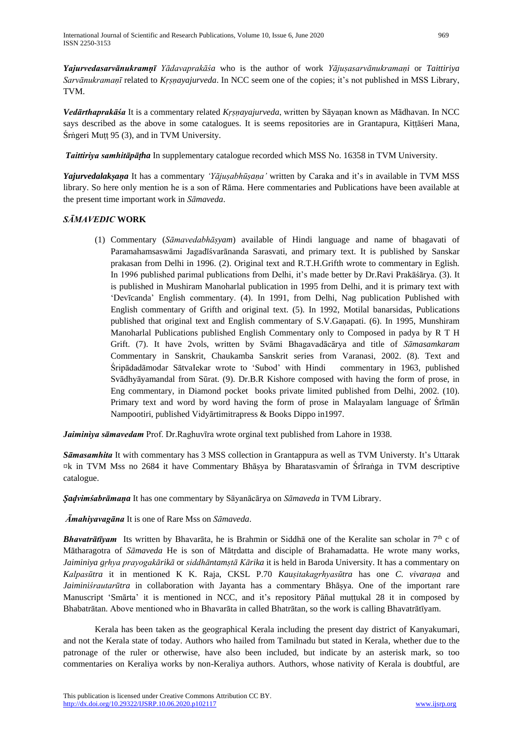***Yajurvedasarvānukramṇī*** *Yādavaprakāśa* who is the author of work *Yājuṣasarvānukramaṇi* or *Taittiriya Sarvānukramaṇī* related to *Kṛṣṇayajurveda*. In NCC seem one of the copies; it's not published in MSS Library, TVM.

***Vedārthaprakāśa*** It is a commentary related *Kṛṣṇayajurveda*, written by Sāyaṇan known as Mādhavan. In NCC says described as the above in some catalogues. It is seems repositories are in Grantapura, Kiṭṭāśeri Mana, Śṛṅgeri Muṭṭ 95 (3), and in TVM University.

***Taittiriya samhitāpāṭha*** In supplementary catalogue recorded which MSS No. 16358 in TVM University.

***Yajurvedalakṣaṇa*** It has a commentary *'Yājuṣabhūṣaṇa'* written by Caraka and it's in available in TVM MSS library. So here only mention he is a son of Rāma. Here commentaries and Publications have been available at the present time important work in *Sāmaveda*.

## *SĀMAVEDIC* WORK

(1) Commentary (*Sāmavedabhāṣyam*) available of Hindi language and name of bhagavati of Paramahamsaswāmi Jagadīśvarānanda Sarasvati, and primary text. It is published by Sanskar prakasan from Delhi in 1996. (2). Original text and R.T.H.Grifth wrote to commentary in Eglish. In 1996 published parimal publications from Delhi, it's made better by Dr.Ravi Prakāśārya. (3). It is published in Mushiram Manoharlal publication in 1995 from Delhi, and it is primary text with 'Devīcanda' English commentary. (4). In 1991, from Delhi, Nag publication Published with English commentary of Grifth and original text. (5). In 1992, Motilal banarsidas, Publications published that original text and English commentary of S.V.Gaṇapati. (6). In 1995, Munshiram Manoharlal Publications published English Commentary only to Composed in padya by R T H Grift. (7). It have 2vols, written by Svāmi Bhagavadācārya and title of *Sāmasamkaram* Commentary in Sanskrit, Chaukamba Sanskrit series from Varanasi, 2002. (8). Text and Śripādadāmodar SātvaIekar wrote to 'Subod' with Hindi commentary in 1963, published Svādhyāyamandal from Sūrat. (9). Dr.B.R Kishore composed with having the form of prose, in Eng commentary, in Diamond pocket books private limited published from Delhi, 2002. (10). Primary text and word by word having the form of prose in Malayalam language of Śrīmān Nampootiri, published Vidyārtimitrapress & Books Dippo in1997.

***Jaiminiya sāmavedam*** Prof. Dr.Raghuvīra wrote orginal text published from Lahore in 1938.

***Sāmasamhita*** It with commentary has 3 MSS collection in Grantappura as well as TVM Universty. It's Uttarak ¤k in TVM Mss no 2684 it have Commentary Bhāṣya by Bharatasvamin of Śrīraṅga in TVM descriptive catalogue.

***Ṣaḍvimśabrāmaṇa*** It has one commentary by Sāyanācārya on *Sāmaveda* in TVM Library.

***Āmahiyavagāna*** It is one of Rare Mss on *Sāmaveda*.

***Bhavatrātīyam*** Its written by Bhavarāta, he is Brahmin or Siddhā one of the Keralite san scholar in 7th c of Mātharagotra of *Sāmaveda* He is son of Mātṛdatta and disciple of Brahamadatta. He wrote many works, *Jaiminiya gṛhya prayogakārikā* or *siddhāntamṣtā Kārika* it is held in Baroda University. It has a commentary on *Kalpasūtra* it in mentioned K K. Raja, CKSL P.70 *Kauṣitakagrhyasūtra* has one *C. vivaraṇa* and *Jaiminiśrautarūtra* in collaboration with Jayanta has a commentary Bhāṣya. One of the important rare Manuscript 'Smārta' it is mentioned in NCC, and it's repository Pāñal muṭṭukal 28 it in composed by Bhabatrātan. Above mentioned who in Bhavarāta in called Bhatrātan, so the work is calling Bhavatrātīyam.

Kerala has been taken as the geographical Kerala including the present day district of Kanyakumari, and not the Kerala state of today. Authors who hailed from Tamilnadu but stated in Kerala, whether due to the patronage of the ruler or otherwise, have also been included, but indicate by an asterisk mark, so too commentaries on Keraliya works by non-Keraliya authors. Authors, whose nativity of Kerala is doubtful, are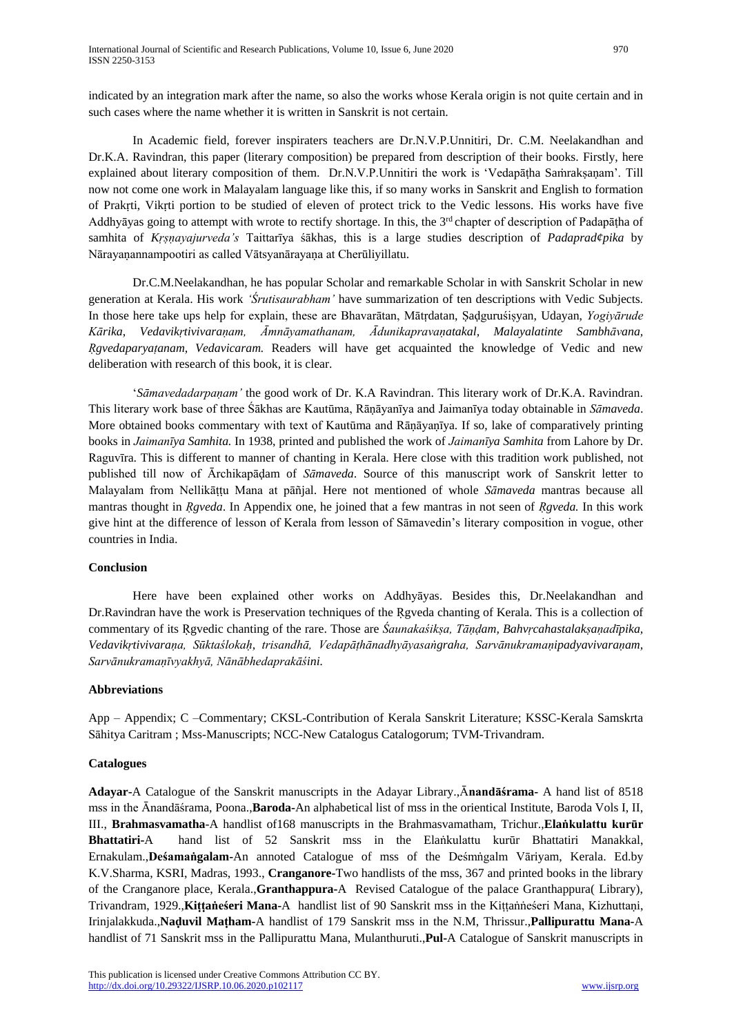indicated by an integration mark after the name, so also the works whose Kerala origin is not quite certain and in such cases where the name whether it is written in Sanskrit is not certain.

In Academic field, forever inspiraters teachers are Dr.N.V.P.Unnitiri, Dr. C.M. Neelakandhan and Dr.K.A. Ravindran, this paper (literary composition) be prepared from description of their books. Firstly, here explained about literary composition of them. Dr.N.V.P.Unnitiri the work is 'Vedapāṭha Saṁrakṣaṇam'. Till now not come one work in Malayalam language like this, if so many works in Sanskrit and English to formation of Prakṛti, Vikṛti portion to be studied of eleven of protect trick to the Vedic lessons. His works have five Addhyāyas going to attempt with wrote to rectify shortage. In this, the 3rd chapter of description of Padapāṭha of samhita of *Kṛṣṇayajurveda's* Taittarīya śākhas, this is a large studies description of *Padaprad¢pika* by Nārayaṇannampootiri as called Vātsyanārayaṇa at Cherūliyillatu.

Dr.C.M.Neelakandhan, he has popular Scholar and remarkable Scholar in with Sanskrit Scholar in new generation at Kerala. His work *'Śrutisaurabham'* have summarization of ten descriptions with Vedic Subjects. In those here take ups help for explain, these are Bhavarātan, Mātṛdatan, Ṣaḍguruśiṣyan, Udayan, *Yogiyārude Kārika, Vedavikṛtivivaraṇam, Āmnāyamathanam, Ādunikapravaṇatakal, Malayalatinte Sambhāvana, Ṛgvedaparyaṭanam, Vedavicaram.* Readers will have get acquainted the knowledge of Vedic and new deliberation with research of this book, it is clear.

'*Sāmavedadarpaṇam'* the good work of Dr. K.A Ravindran. This literary work of Dr.K.A. Ravindran. This literary work base of three Śākhas are Kautūma, Rāṇāyanīya and Jaimanīya today obtainable in *Sāmaveda*. More obtained books commentary with text of Kautūma and Rāṇāyaṇīya. If so, lake of comparatively printing books in *Jaimanīya Samhita.* In 1938, printed and published the work of *Jaimanīya Samhita* from Lahore by Dr. Raguvīra. This is different to manner of chanting in Kerala. Here close with this tradition work published, not published till now of Ārchikapāḍam of *Sāmaveda*. Source of this manuscript work of Sanskrit letter to Malayalam from Nellikāṭṭu Mana at pāñjal. Here not mentioned of whole *Sāmaveda* mantras because all mantras thought in *Ṛgveda*. In Appendix one, he joined that a few mantras in not seen of *Ṛgveda.* In this work give hint at the difference of lesson of Kerala from lesson of Sāmavedin's literary composition in vogue, other countries in India.

## Conclusion

Here have been explained other works on Addhyāyas. Besides this, Dr.Neelakandhan and Dr.Ravindran have the work is Preservation techniques of the Ṛgveda chanting of Kerala. This is a collection of commentary of its Ṛgvedic chanting of the rare. Those are *Śaunakaśikṣa, Tāṇḍam, Bahvṛcahastalakṣaṇadīpika, Vedavikṛtivivaraṇa, Sūktaślokaḥ, trisandhā, Vedapāṭhānadhyāyasaṅgraha, Sarvānukramaṇipadyavivaraṇam, Sarvānukramaṇīvyakhyā, Nānābhedaprakāśini.*

## Abbreviations

App – Appendix; C –Commentary; CKSL-Contribution of Kerala Sanskrit Literature; KSSC-Kerala Samskrta Sāhitya Caritram ; Mss-Manuscripts; NCC-New Catalogus Catalogorum; TVM-Trivandram.

## Catalogues

**Adayar**-A Catalogue of the Sanskrit manuscripts in the Adayar Library.,**Ānandāśrama-** A hand list of 8518 mss in the Ānandāśrama, Poona.,**Baroda-**An alphabetical list of mss in the oriectical Institute, Baroda Vols I, II, III., **Brahmasvamatha**-A handlist of168 manuscripts in the Brahmasvamatham, Trichur.,**Elaṅkulattu kurūr Bhattatiri-**A hand list of 52 Sanskrit mss in the Elaṅkulattu kurūr Bhattatiri Manakkal, Ernakulam.,**Deśamaṅgalam-**An annoted Catalogue of mss of the Deśmṅgalm Vāriyam, Kerala. Ed.by K.V.Sharma, KSRI, Madras, 1993., **Cranganore-**Two handlists of the mss, 367 and printed books in the library of the Cranganore place, Kerala.,**Granthappura-**A Revised Catalogue of the palace Granthappura( Library), Trivandram, 1929.,**Kiṭṭaṅeśeri Mana**-A handlist list of 90 Sanskrit mss in the Kiṭṭaṅṅeśeri Mana, Kizhuttaṇi, Irinjalakkuda.,**Naḍuvil Maṭham-**A handlist of 179 Sanskrit mss in the N.M, Thrissur.,**Pallipurattu Mana-**A handlist of 71 Sanskrit mss in the Pallipurattu Mana, Mulanthuruti.,**Pul-**A Catalogue of Sanskrit manuscripts in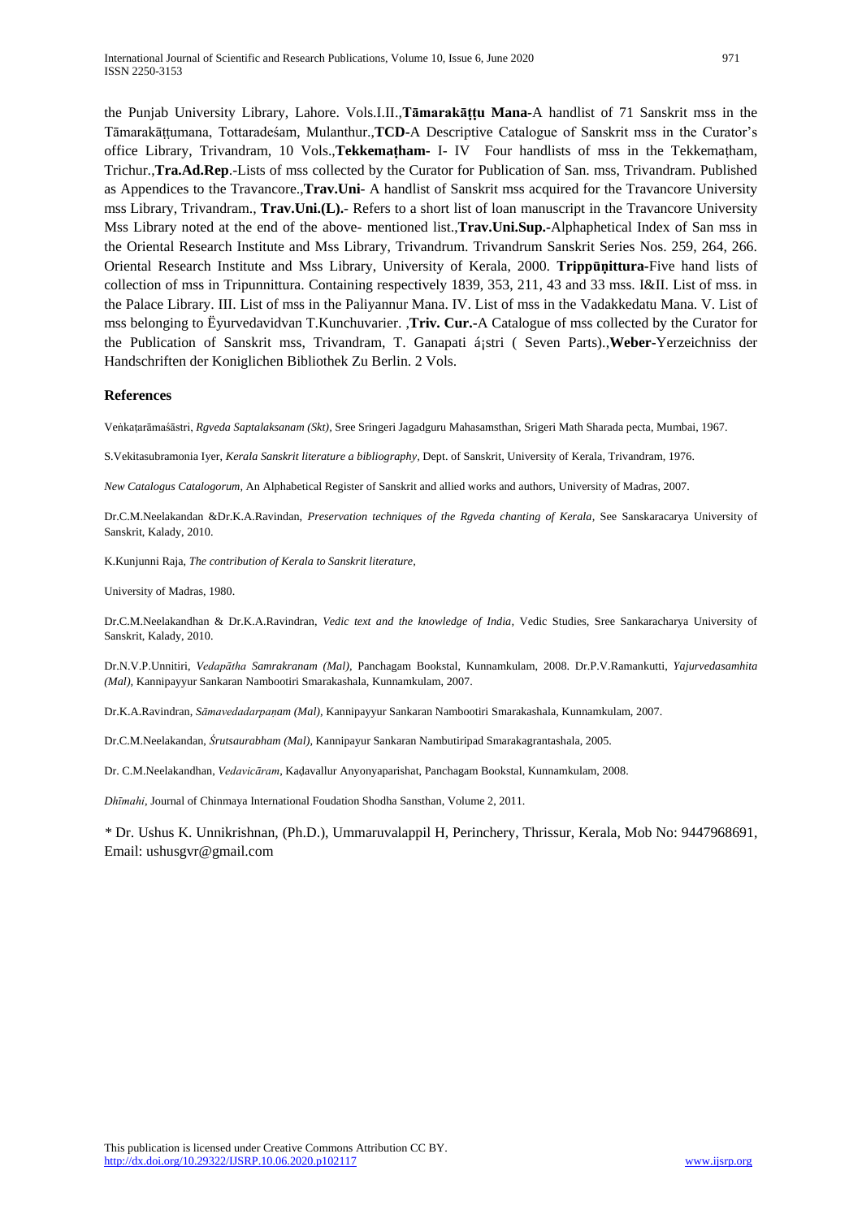the Punjab University Library, Lahore. Vols.I.II.,**Tāmarakāṭṭu Mana**-A handlist of 71 Sanskrit mss in the Tāmarakāṭṭumana, Tottaradeśam, Mulanthur.,**TCD**-A Descriptive Catalogue of Sanskrit mss in the Curator's office Library, Trivandram, 10 Vols.,**Tekkemaṭham**- I- IV Four handlists of mss in the Tekkemaṭham, Trichur.,**Tra.Ad.Rep**.-Lists of mss collected by the Curator for Publication of San. mss, Trivandram. Published as Appendices to the Travancore.,**Trav.Uni**- A handlist of Sanskrit mss acquired for the Travancore University mss Library, Trivandram., **Trav.Uni.(L).**- Refers to a short list of loan manuscript in the Travancore University Mss Library noted at the end of the above- mentioned list.,**Trav.Uni.Sup.**-Alphaphetical Index of San mss in the Oriental Research Institute and Mss Library, Trivandrum. Trivandrum Sanskrit Series Nos. 259, 264, 266. Oriental Research Institute and Mss Library, University of Kerala, 2000. **Trippūṇittura**-Five hand lists of collection of mss in Tripunnittura. Containing respectively 1839, 353, 211, 43 and 33 mss. I&II. List of mss. in the Palace Library. III. List of mss in the Paliyannur Mana. IV. List of mss in the Vadakkedatu Mana. V. List of mss belonging to Ëyurvedavidvan T.Kunchuvarier. ,**Triv. Cur.**-A Catalogue of mss collected by the Curator for the Publication of Sanskrit mss, Trivandram, T. Ganapati á¡stri ( Seven Parts).,**Weber**-Yerzeichniss der Handschriften der Koniglichen Bibliothek Zu Berlin. 2 Vols.

## References

Veṅkaṭarāmaśāstri, *Rgveda Saptalaksanam (Skt)*, Sree Sringeri Jagadguru Mahasamsthan, Srigeri Math Sharada pecta, Mumbai, 1967.

S.Vekitasubramonia Iyer, *Kerala Sanskrit literature a bibliography*, Dept. of Sanskrit, University of Kerala, Trivandram, 1976.

*New Catalogus Catalogorum*, An Alphabetical Register of Sanskrit and allied works and authors, University of Madras, 2007.

Dr.C.M.Neelakandan &Dr.K.A.Ravindan, *Preservation techniques of the Rgveda chanting of Kerala*, See Sanskaracarya University of Sanskrit, Kalady, 2010.

K.Kunjunni Raja, *The contribution of Kerala to Sanskrit literature*,

University of Madras, 1980.

Dr.C.M.Neelakandhan & Dr.K.A.Ravindran, *Vedic text and the knowledge of India*, Vedic Studies, Sree Sankaracharya University of Sanskrit, Kalady, 2010.

Dr.N.V.P.Unnitiri, *Vedapātha Samrakranam (Mal)*, Panchagam Bookstal, Kunnamkulam, 2008. Dr.P.V.Ramankutti, *Yajurvedasamhita (Mal)*, Kannipayyur Sankaran Nambootiri Smarakashala, Kunnamkulam, 2007.

Dr.K.A.Ravindran, *Sāmavedadarpaṇam (Mal)*, Kannipayyur Sankaran Nambootiri Smarakashala, Kunnamkulam, 2007.

Dr.C.M.Neelakandan, *Śrutsaurabham (Mal)*, Kannipayur Sankaran Nambutiripad Smarakagrantashala, 2005.

Dr. C.M.Neelakandhan, *Vedavicāram*, Kaḍavallur Anyonyaparishat, Panchagam Bookstal, Kunnamkulam, 2008.

*Dhīmahi*, Journal of Chinmaya International Foudation Shodha Sansthan, Volume 2, 2011.

* Dr. Ushus K. Unnikrishnan, (Ph.D.), Ummaruvalappil H, Perinchery, Thrissur, Kerala, Mob No: 9447968691, Email: ushusgvr@gmail.com